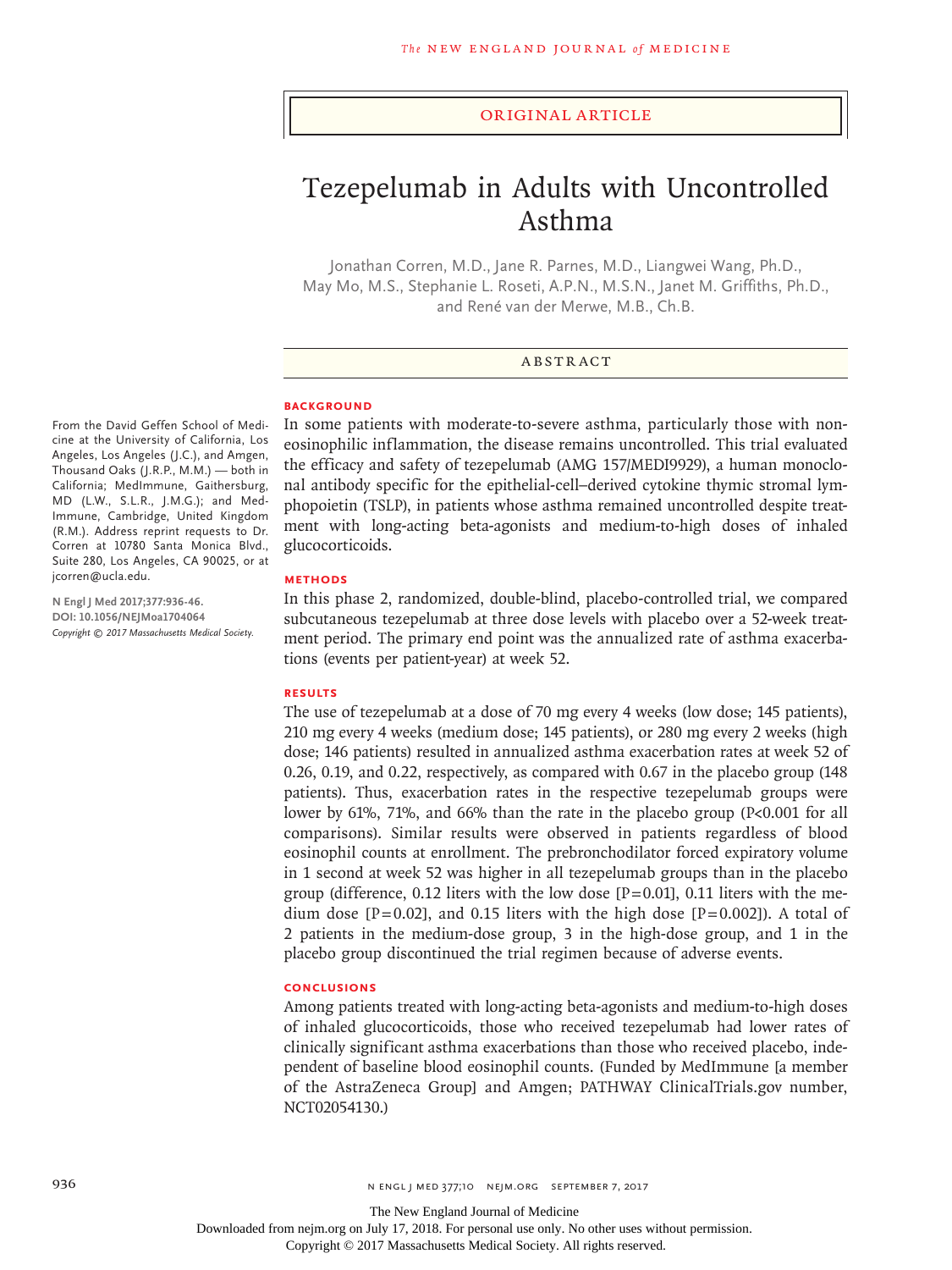ORIGINAL ARTICLE

# Tezepelumab in Adults with Uncontrolled Asthma

Jonathan Corren, M.D., Jane R. Parnes, M.D., Liangwei Wang, Ph.D., May Mo, M.S., Stephanie L. Roseti, A.P.N., M.S.N., Janet M. Griffiths, Ph.D., and René van der Merwe, M.B., Ch.B.

From the David Geffen School of Medicine at the University of California, Los Angeles, Los Angeles (J.C.), and Amgen, Thousand Oaks (J.R.P., M.M.) — both in California; MedImmune, Gaithersburg, MD (L.W., S.L.R., J.M.G.); and MedImmune, Cambridge, United Kingdom (R.M.). Address reprint requests to Dr. Corren at 10780 Santa Monica Blvd., Suite 280, Los Angeles, CA 90025, or at jcorren@ucla.edu.

**N Engl J Med 2017;377:936-46.**
**DOI: 10.1056/NEJMoa1704064**
*Copyright © 2017 Massachusetts Medical Society.*

## ABSTRACT

### BACKGROUND

In some patients with moderate-to-severe asthma, particularly those with noneosinophilic inflammation, the disease remains uncontrolled. This trial evaluated the efficacy and safety of tezepelumab (AMG 157/MEDI9929), a human monoclonal antibody specific for the epithelial-cell–derived cytokine thymic stromal lymphopoietin (TSLP), in patients whose asthma remained uncontrolled despite treatment with long-acting beta-agonists and medium-to-high doses of inhaled glucocorticoids.

### METHODS

In this phase 2, randomized, double-blind, placebo-controlled trial, we compared subcutaneous tezepelumab at three dose levels with placebo over a 52-week treatment period. The primary end point was the annualized rate of asthma exacerbations (events per patient-year) at week 52.

### RESULTS

The use of tezepelumab at a dose of 70 mg every 4 weeks (low dose; 145 patients), 210 mg every 4 weeks (medium dose; 145 patients), or 280 mg every 2 weeks (high dose; 146 patients) resulted in annualized asthma exacerbation rates at week 52 of 0.26, 0.19, and 0.22, respectively, as compared with 0.67 in the placebo group (148 patients). Thus, exacerbation rates in the respective tezepelumab groups were lower by 61%, 71%, and 66% than the rate in the placebo group ($P<0.001$ for all comparisons). Similar results were observed in patients regardless of blood eosinophil counts at enrollment. The prebronchodilator forced expiratory volume in 1 second at week 52 was higher in all tezepelumab groups than in the placebo group (difference, 0.12 liters with the low dose [$P=0.01$], 0.11 liters with the medium dose [$P=0.02$], and 0.15 liters with the high dose [$P=0.002$]). A total of 2 patients in the medium-dose group, 3 in the high-dose group, and 1 in the placebo group discontinued the trial regimen because of adverse events.

### CONCLUSIONS

Among patients treated with long-acting beta-agonists and medium-to-high doses of inhaled glucocorticoids, those who received tezepelumab had lower rates of clinically significant asthma exacerbations than those who received placebo, independent of baseline blood eosinophil counts. (Funded by MedImmune [a member of the AstraZeneca Group] and Amgen; PATHWAY ClinicalTrials.gov number, NCT02054130.)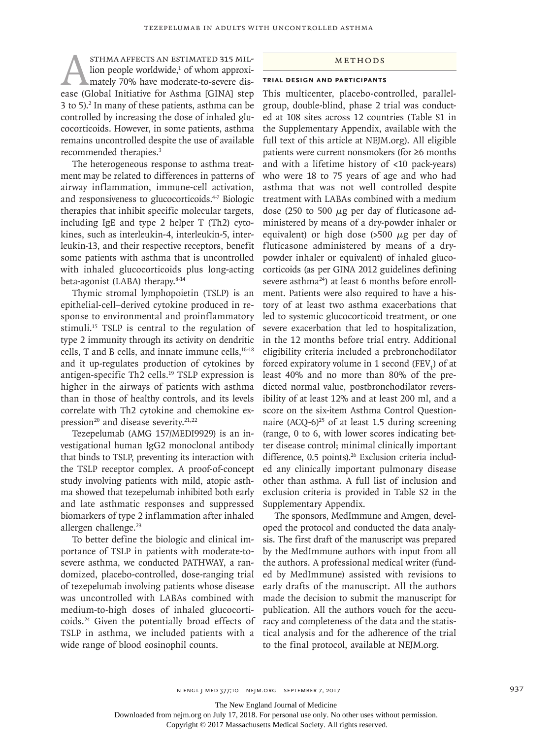Asthma affects an estimated 315 million people worldwide,[1] of whom approximately 70% have moderate-to-severe disease (Global Initiative for Asthma [GINA] step 3 to 5).[2] In many of these patients, asthma can be controlled by increasing the dose of inhaled glucocorticoids. However, in some patients, asthma remains uncontrolled despite the use of available recommended therapies.[3]

The heterogeneous response to asthma treatment may be related to differences in patterns of airway inflammation, immune-cell activation, and responsiveness to glucocorticoids.[4-7] Biologic therapies that inhibit specific molecular targets, including IgE and type 2 helper T (Th2) cytokines, such as interleukin-4, interleukin-5, interleukin-13, and their respective receptors, benefit some patients with asthma that is uncontrolled with inhaled glucocorticoids plus long-acting beta-agonist (LABA) therapy.[8-14]

Thymic stromal lymphopoietin (TSLP) is an epithelial-cell–derived cytokine produced in response to environmental and proinflammatory stimuli.[15] TSLP is central to the regulation of type 2 immunity through its activity on dendritic cells, T and B cells, and innate immune cells,[16-18] and it up-regulates production of cytokines by antigen-specific Th2 cells.[19] TSLP expression is higher in the airways of patients with asthma than in those of healthy controls, and its levels correlate with Th2 cytokine and chemokine expression[20] and disease severity.[21,22]

Tezepelumab (AMG 157/MEDI9929) is an investigational human IgG2 monoclonal antibody that binds to TSLP, preventing its interaction with the TSLP receptor complex. A proof-of-concept study involving patients with mild, atopic asthma showed that tezepelumab inhibited both early and late asthmatic responses and suppressed biomarkers of type 2 inflammation after inhaled allergen challenge.[23]

To better define the biologic and clinical importance of TSLP in patients with moderate-to-severe asthma, we conducted PATHWAY, a randomized, placebo-controlled, dose-ranging trial of tezepelumab involving patients whose disease was uncontrolled with LABAs combined with medium-to-high doses of inhaled glucocorticoids.[24] Given the potentially broad effects of TSLP in asthma, we included patients with a wide range of blood eosinophil counts.

## Methods

### Trial Design and Participants

This multicenter, placebo-controlled, parallel-group, double-blind, phase 2 trial was conducted at 108 sites across 12 countries (Table S1 in the Supplementary Appendix, available with the full text of this article at NEJM.org). All eligible patients were current nonsmokers (for ≥6 months and with a lifetime history of <10 pack-years) who were 18 to 75 years of age and who had asthma that was not well controlled despite treatment with LABAs combined with a medium dose (250 to 500 μg per day of fluticasone administered by means of a dry-powder inhaler or equivalent) or high dose (>500 μg per day of fluticasone administered by means of a dry-powder inhaler or equivalent) of inhaled glucocorticoids (as per GINA 2012 guidelines defining severe asthma[24]) at least 6 months before enrollment. Patients were also required to have a history of at least two asthma exacerbations that led to systemic glucocorticoid treatment, or one severe exacerbation that led to hospitalization, in the 12 months before trial entry. Additional eligibility criteria included a prebronchodilator forced expiratory volume in 1 second ($FEV_1$) of at least 40% and no more than 80% of the predicted normal value, postbronchodilator reversibility of at least 12% and at least 200 ml, and a score on the six-item Asthma Control Questionnaire (ACQ-6)[25] of at least 1.5 during screening (range, 0 to 6, with lower scores indicating better disease control; minimal clinically important difference, 0.5 points).[26] Exclusion criteria included any clinically important pulmonary disease other than asthma. A full list of inclusion and exclusion criteria is provided in Table S2 in the Supplementary Appendix.

The sponsors, MedImmune and Amgen, developed the protocol and conducted the data analysis. The first draft of the manuscript was prepared by the MedImmune authors with input from all the authors. A professional medical writer (funded by MedImmune) assisted with revisions to early drafts of the manuscript. All the authors made the decision to submit the manuscript for publication. All the authors vouch for the accuracy and completeness of the data and the statistical analysis and for the adherence of the trial to the final protocol, available at NEJM.org.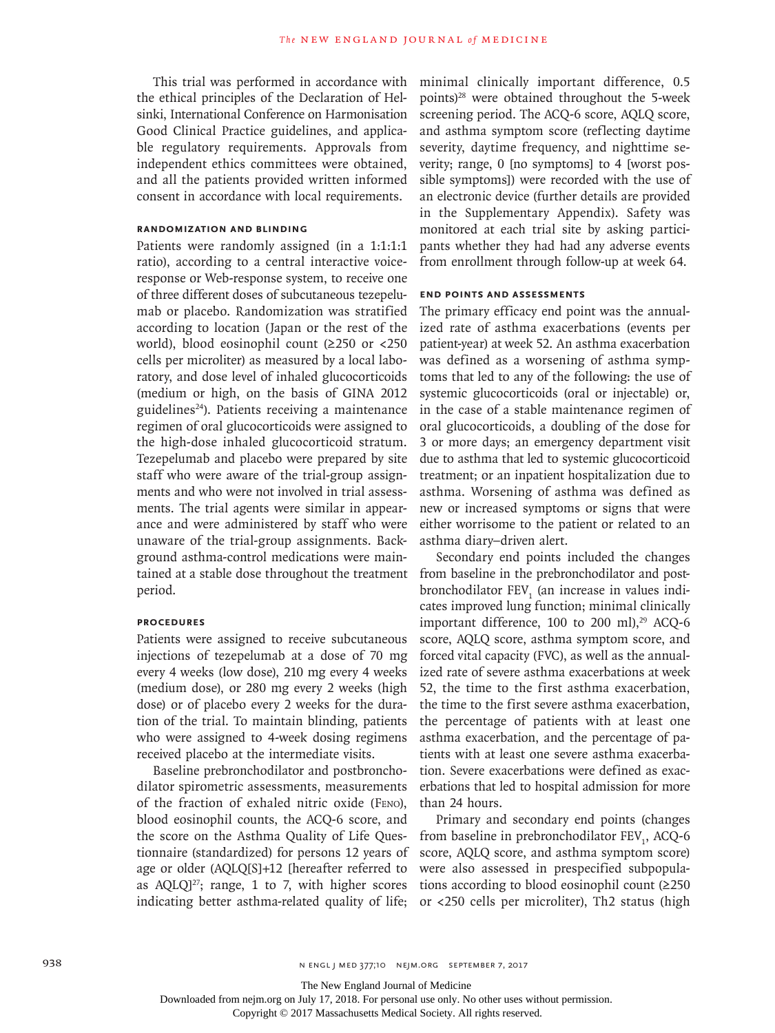This trial was performed in accordance with the ethical principles of the Declaration of Helsinki, International Conference on Harmonisation Good Clinical Practice guidelines, and applicable regulatory requirements. Approvals from independent ethics committees were obtained, and all the patients provided written informed consent in accordance with local requirements.

### Randomization and Blinding

Patients were randomly assigned (in a 1:1:1:1 ratio), according to a central interactive voice-response or Web-response system, to receive one of three different doses of subcutaneous tezepelumab or placebo. Randomization was stratified according to location (Japan or the rest of the world), blood eosinophil count (≥250 or <250 cells per microliter) as measured by a local laboratory, and dose level of inhaled glucocorticoids (medium or high, on the basis of GINA 2012 guidelines[24]). Patients receiving a maintenance regimen of oral glucocorticoids were assigned to the high-dose inhaled glucocorticoid stratum. Tezepelumab and placebo were prepared by site staff who were aware of the trial-group assignments and who were not involved in trial assessments. The trial agents were similar in appearance and were administered by staff who were unaware of the trial-group assignments. Background asthma-control medications were maintained at a stable dose throughout the treatment period.

### Procedures

Patients were assigned to receive subcutaneous injections of tezepelumab at a dose of 70 mg every 4 weeks (low dose), 210 mg every 4 weeks (medium dose), or 280 mg every 2 weeks (high dose) or of placebo every 2 weeks for the duration of the trial. To maintain blinding, patients who were assigned to 4-week dosing regimens received placebo at the intermediate visits.

Baseline prebronchodilator and postbronchodilator spirometric assessments, measurements of the fraction of exhaled nitric oxide (FeNO), blood eosinophil counts, the ACQ-6 score, and the score on the Asthma Quality of Life Questionnaire (standardized) for persons 12 years of age or older (AQLQ[S]+12 [hereafter referred to as AQLQ][27]; range, 1 to 7, with higher scores indicating better asthma-related quality of life; minimal clinically important difference, 0.5 points)[28] were obtained throughout the 5-week screening period. The ACQ-6 score, AQLQ score, and asthma symptom score (reflecting daytime severity, daytime frequency, and nighttime severity; range, 0 [no symptoms] to 4 [worst possible symptoms]) were recorded with the use of an electronic device (further details are provided in the Supplementary Appendix). Safety was monitored at each trial site by asking participants whether they had had any adverse events from enrollment through follow-up at week 64.

### End Points and Assessments

The primary efficacy end point was the annualized rate of asthma exacerbations (events per patient-year) at week 52. An asthma exacerbation was defined as a worsening of asthma symptoms that led to any of the following: the use of systemic glucocorticoids (oral or injectable) or, in the case of a stable maintenance regimen of oral glucocorticoids, a doubling of the dose for 3 or more days; an emergency department visit due to asthma that led to systemic glucocorticoid treatment; or an inpatient hospitalization due to asthma. Worsening of asthma was defined as new or increased symptoms or signs that were either worrisome to the patient or related to an asthma diary–driven alert.

Secondary end points included the changes from baseline in the prebronchodilator and postbronchodilator $FEV_1$ (an increase in values indicates improved lung function; minimal clinically important difference, 100 to 200 ml),[29] ACQ-6 score, AQLQ score, asthma symptom score, and forced vital capacity (FVC), as well as the annualized rate of severe asthma exacerbations at week 52, the time to the first asthma exacerbation, the time to the first severe asthma exacerbation, the percentage of patients with at least one asthma exacerbation, and the percentage of patients with at least one severe asthma exacerbation. Severe exacerbations were defined as exacerbations that led to hospital admission for more than 24 hours.

Primary and secondary end points (changes from baseline in prebronchodilator $FEV_1$, ACQ-6 score, AQLQ score, and asthma symptom score) were also assessed in prespecified subpopulations according to blood eosinophil count (≥250 or <250 cells per microliter), Th2 status (high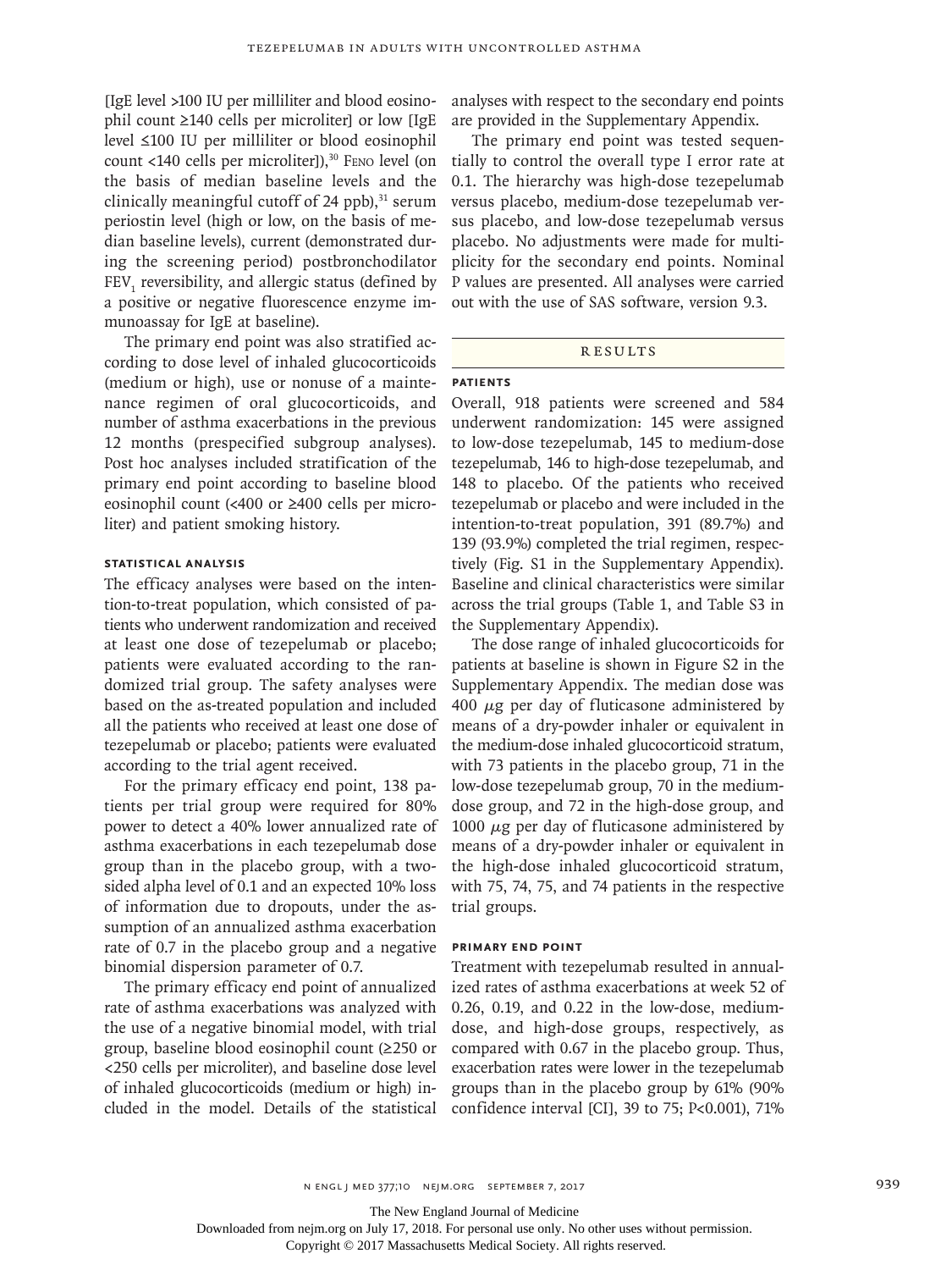[IgE level >100 IU per milliliter and blood eosinophil count ≥140 cells per microliter] or low [IgE level ≤100 IU per milliliter or blood eosinophil count <140 cells per microliter]),[30] FeNO level (on the basis of median baseline levels and the clinically meaningful cutoff of 24 ppb),[31] serum periostin level (high or low, on the basis of median baseline levels), current (demonstrated during the screening period) postbronchodilator $FEV_1$ reversibility, and allergic status (defined by a positive or negative fluorescence enzyme immunoassay for IgE at baseline).

The primary end point was also stratified according to dose level of inhaled glucocorticoids (medium or high), use or nonuse of a maintenance regimen of oral glucocorticoids, and number of asthma exacerbations in the previous 12 months (prespecified subgroup analyses). Post hoc analyses included stratification of the primary end point according to baseline blood eosinophil count (<400 or ≥400 cells per microliter) and patient smoking history.

### Statistical Analysis

The efficacy analyses were based on the intention-to-treat population, which consisted of patients who underwent randomization and received at least one dose of tezepelumab or placebo; patients were evaluated according to the randomized trial group. The safety analyses were based on the as-treated population and included all the patients who received at least one dose of tezepelumab or placebo; patients were evaluated according to the trial agent received.

For the primary efficacy end point, 138 patients per trial group were required for 80% power to detect a 40% lower annualized rate of asthma exacerbations in each tezepelumab dose group than in the placebo group, with a two-sided alpha level of 0.1 and an expected 10% loss of information due to dropouts, under the assumption of an annualized asthma exacerbation rate of 0.7 in the placebo group and a negative binomial dispersion parameter of 0.7.

The primary efficacy end point of annualized rate of asthma exacerbations was analyzed with the use of a negative binomial model, with trial group, baseline blood eosinophil count (≥250 or <250 cells per microliter), and baseline dose level of inhaled glucocorticoids (medium or high) included in the model. Details of the statistical analyses with respect to the secondary end points are provided in the Supplementary Appendix.

The primary end point was tested sequentially to control the overall type I error rate at 0.1. The hierarchy was high-dose tezepelumab versus placebo, medium-dose tezepelumab versus placebo, and low-dose tezepelumab versus placebo. No adjustments were made for multiplicity for the secondary end points. Nominal P values are presented. All analyses were carried out with the use of SAS software, version 9.3.

## Results

### Patients

Overall, 918 patients were screened and 584 underwent randomization: 145 were assigned to low-dose tezepelumab, 145 to medium-dose tezepelumab, 146 to high-dose tezepelumab, and 148 to placebo. Of the patients who received tezepelumab or placebo and were included in the intention-to-treat population, 391 (89.7%) and 139 (93.9%) completed the trial regimen, respectively (Fig. S1 in the Supplementary Appendix). Baseline and clinical characteristics were similar across the trial groups (Table 1, and Table S3 in the Supplementary Appendix).

The dose range of inhaled glucocorticoids for patients at baseline is shown in Figure S2 in the Supplementary Appendix. The median dose was 400 μg per day of fluticasone administered by means of a dry-powder inhaler or equivalent in the medium-dose inhaled glucocorticoid stratum, with 73 patients in the placebo group, 71 in the low-dose tezepelumab group, 70 in the medium-dose group, and 72 in the high-dose group, and 1000 μg per day of fluticasone administered by means of a dry-powder inhaler or equivalent in the high-dose inhaled glucocorticoid stratum, with 75, 74, 75, and 74 patients in the respective trial groups.

### Primary End Point

Treatment with tezepelumab resulted in annualized rates of asthma exacerbations at week 52 of 0.26, 0.19, and 0.22 in the low-dose, medium-dose, and high-dose groups, respectively, as compared with 0.67 in the placebo group. Thus, exacerbation rates were lower in the tezepelumab groups than in the placebo group by 61% (90% confidence interval [CI], 39 to 75; P<0.001), 71%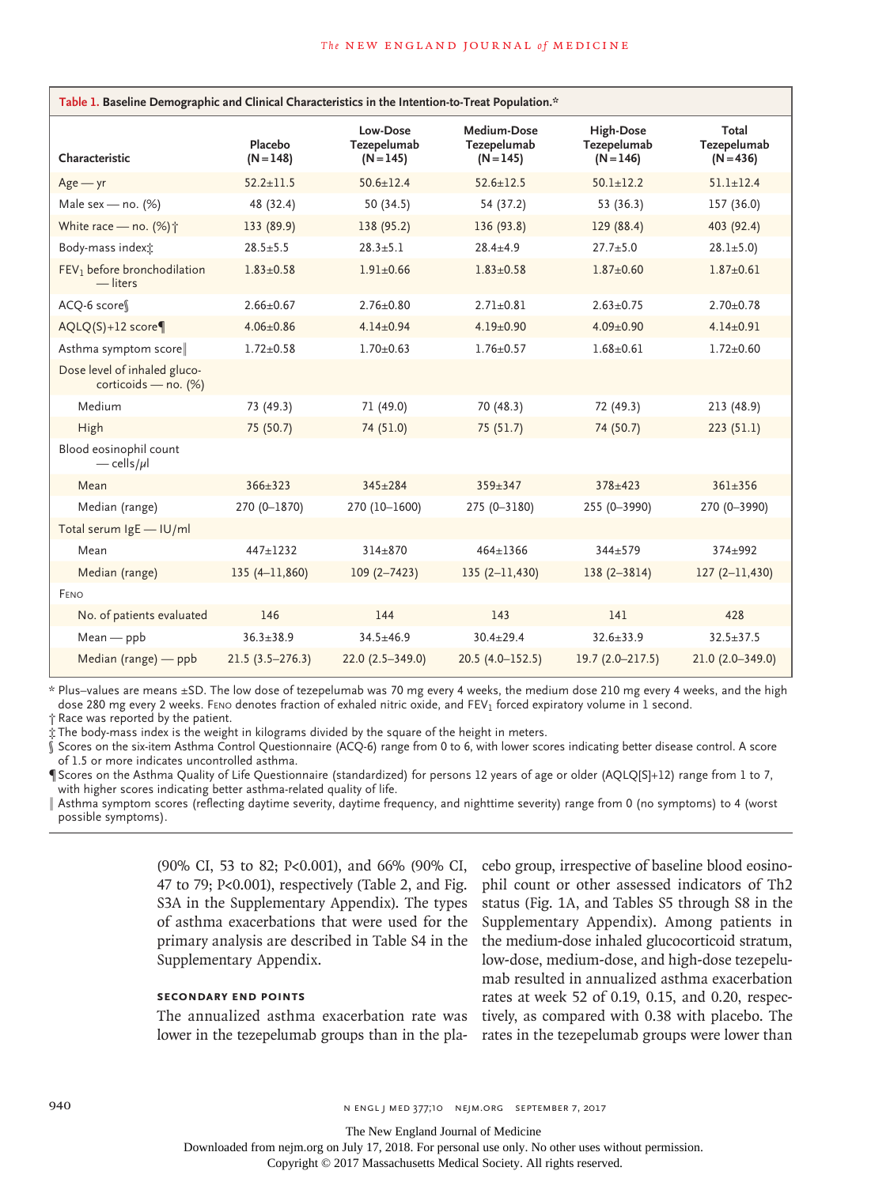**Table 1. Baseline Demographic and Clinical Characteristics in the Intention-to-Treat Population.***

| Characteristic | Placebo (N=148) | Low-Dose Tezepelumab (N=145) | Medium-Dose Tezepelumab (N=145) | High-Dose Tezepelumab (N=146) | Total Tezepelumab (N=436) |
|---|---|---|---|---|---|
| Age — yr | 52.2±11.5 | 50.6±12.4 | 52.6±12.5 | 50.1±12.2 | 51.1±12.4 |
| Male sex — no. (%) | 48 (32.4) | 50 (34.5) | 54 (37.2) | 53 (36.3) | 157 (36.0) |
| White race — no. (%)† | 133 (89.9) | 138 (95.2) | 136 (93.8) | 129 (88.4) | 403 (92.4) |
| Body-mass index‡ | 28.5±5.5 | 28.3±5.1 | 28.4±4.9 | 27.7±5.0 | 28.1±5.0) |
| $FEV_1$ before bronchodilation — liters | 1.83±0.58 | 1.91±0.66 | 1.83±0.58 | 1.87±0.60 | 1.87±0.61 |
| ACQ-6 score§ | 2.66±0.67 | 2.76±0.80 | 2.71±0.81 | 2.63±0.75 | 2.70±0.78 |
| AQLQ(S)+12 score¶ | 4.06±0.86 | 4.14±0.94 | 4.19±0.90 | 4.09±0.90 | 4.14±0.91 |
| Asthma symptom score‖ | 1.72±0.58 | 1.70±0.63 | 1.76±0.57 | 1.68±0.61 | 1.72±0.60 |
| Dose level of inhaled glucocorticoids — no. (%) | | | | | |
| Medium | 73 (49.3) | 71 (49.0) | 70 (48.3) | 72 (49.3) | 213 (48.9) |
| High | 75 (50.7) | 74 (51.0) | 75 (51.7) | 74 (50.7) | 223 (51.1) |
| Blood eosinophil count — cells/μl | | | | | |
| Mean | 366±323 | 345±284 | 359±347 | 378±423 | 361±356 |
| Median (range) | 270 (0–1870) | 270 (10–1600) | 275 (0–3180) | 255 (0–3990) | 270 (0–3990) |
| Total serum IgE — IU/ml | | | | | |
| Mean | 447±1232 | 314±870 | 464±1366 | 344±579 | 374±992 |
| Median (range) | 135 (4–11,860) | 109 (2–7423) | 135 (2–11,430) | 138 (2–3814) | 127 (2–11,430) |
| FeNO | | | | | |
| No. of patients evaluated | 146 | 144 | 143 | 141 | 428 |
| Mean — ppb | 36.3±38.9 | 34.5±46.9 | 30.4±29.4 | 32.6±33.9 | 32.5±37.5 |
| Median (range) — ppb | 21.5 (3.5–276.3) | 22.0 (2.5–349.0) | 20.5 (4.0–152.5) | 19.7 (2.0–217.5) | 21.0 (2.0–349.0) |

\* Plus–values are means ±SD. The low dose of tezepelumab was 70 mg every 4 weeks, the medium dose 210 mg every 4 weeks, and the high dose 280 mg every 2 weeks. FeNO denotes fraction of exhaled nitric oxide, and $FEV_1$ forced expiratory volume in 1 second.

† Race was reported by the patient.

‡ The body-mass index is the weight in kilograms divided by the square of the height in meters.

§ Scores on the six-item Asthma Control Questionnaire (ACQ-6) range from 0 to 6, with lower scores indicating better disease control. A score of 1.5 or more indicates uncontrolled asthma.

¶ Scores on the Asthma Quality of Life Questionnaire (standardized) for persons 12 years of age or older (AQLQ[S]+12) range from 1 to 7, with higher scores indicating better asthma-related quality of life.

‖ Asthma symptom scores (reflecting daytime severity, daytime frequency, and nighttime severity) range from 0 (no symptoms) to 4 (worst possible symptoms).

(90% CI, 53 to 82; P<0.001), and 66% (90% CI, 47 to 79; P<0.001), respectively (Table 2, and Fig. S3A in the Supplementary Appendix). The types of asthma exacerbations that were used for the primary analysis are described in Table S4 in the Supplementary Appendix.

### SECONDARY END POINTS

The annualized asthma exacerbation rate was lower in the tezepelumab groups than in the placebo group, irrespective of baseline blood eosinophil count or other assessed indicators of Th2 status (Fig. 1A, and Tables S5 through S8 in the Supplementary Appendix). Among patients in the medium-dose inhaled glucocorticoid stratum, low-dose, medium-dose, and high-dose tezepelumab resulted in annualized asthma exacerbation rates at week 52 of 0.19, 0.15, and 0.20, respectively, as compared with 0.38 with placebo. The rates in the tezepelumab groups were lower than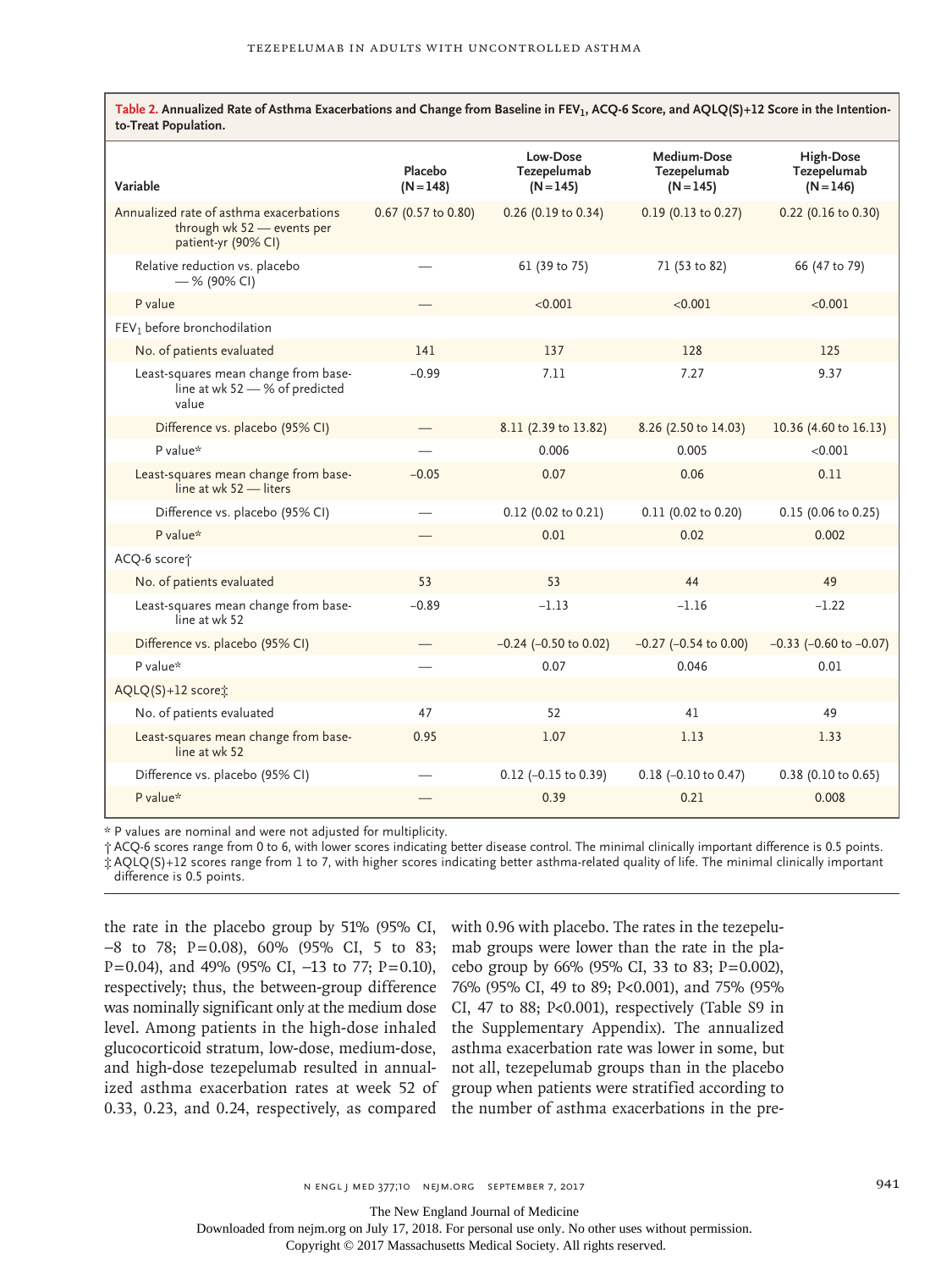**Table 2. Annualized Rate of Asthma Exacerbations and Change from Baseline in $FEV_1$, ACQ-6 Score, and AQLQ(S)+12 Score in the Intention-to-Treat Population.**

| Variable | Placebo (N=148) | Low-Dose Tezepelumab (N=145) | Medium-Dose Tezepelumab (N=145) | High-Dose Tezepelumab (N=146) |
|---|---|---|---|---|
| Annualized rate of asthma exacerbations through wk 52 — events per patient-yr (90% CI) | 0.67 (0.57 to 0.80) | 0.26 (0.19 to 0.34) | 0.19 (0.13 to 0.27) | 0.22 (0.16 to 0.30) |
| Relative reduction vs. placebo — % (90% CI) | — | 61 (39 to 75) | 71 (53 to 82) | 66 (47 to 79) |
| P value | — | <0.001 | <0.001 | <0.001 |
| $FEV_1$ before bronchodilation | | | | |
| No. of patients evaluated | 141 | 137 | 128 | 125 |
| Least-squares mean change from baseline at wk 52 — % of predicted value | −0.99 | 7.11 | 7.27 | 9.37 |
| Difference vs. placebo (95% CI) | — | 8.11 (2.39 to 13.82) | 8.26 (2.50 to 14.03) | 10.36 (4.60 to 16.13) |
| P value* | — | 0.006 | 0.005 | <0.001 |
| Least-squares mean change from baseline at wk 52 — liters | −0.05 | 0.07 | 0.06 | 0.11 |
| Difference vs. placebo (95% CI) | — | 0.12 (0.02 to 0.21) | 0.11 (0.02 to 0.20) | 0.15 (0.06 to 0.25) |
| P value* | — | 0.01 | 0.02 | 0.002 |
| ACQ-6 score† | | | | |
| No. of patients evaluated | 53 | 53 | 44 | 49 |
| Least-squares mean change from baseline at wk 52 | −0.89 | −1.13 | −1.16 | −1.22 |
| Difference vs. placebo (95% CI) | — | −0.24 (−0.50 to 0.02) | −0.27 (−0.54 to 0.00) | −0.33 (−0.60 to −0.07) |
| P value* | — | 0.07 | 0.046 | 0.01 |
| AQLQ(S)+12 score‡ | | | | |
| No. of patients evaluated | 47 | 52 | 41 | 49 |
| Least-squares mean change from baseline at wk 52 | 0.95 | 1.07 | 1.13 | 1.33 |
| Difference vs. placebo (95% CI) | — | 0.12 (−0.15 to 0.39) | 0.18 (−0.10 to 0.47) | 0.38 (0.10 to 0.65) |
| P value* | — | 0.39 | 0.21 | 0.008 |

\* P values are nominal and were not adjusted for multiplicity.

† ACQ-6 scores range from 0 to 6, with lower scores indicating better disease control. The minimal clinically important difference is 0.5 points.

‡ AQLQ(S)+12 scores range from 1 to 7, with higher scores indicating better asthma-related quality of life. The minimal clinically important difference is 0.5 points.

the rate in the placebo group by 51% (95% CI, −8 to 78; P=0.08), 60% (95% CI, 5 to 83; P=0.04), and 49% (95% CI, −13 to 77; P=0.10), respectively; thus, the between-group difference was nominally significant only at the medium dose level. Among patients in the high-dose inhaled glucocorticoid stratum, low-dose, medium-dose, and high-dose tezepelumab resulted in annualized asthma exacerbation rates at week 52 of 0.33, 0.23, and 0.24, respectively, as compared with 0.96 with placebo. The rates in the tezepelumab groups were lower than the rate in the placebo group by 66% (95% CI, 33 to 83; P=0.002), 76% (95% CI, 49 to 89; P<0.001), and 75% (95% CI, 47 to 88; P<0.001), respectively (Table S9 in the Supplementary Appendix). The annualized asthma exacerbation rate was lower in some, but not all, tezepelumab groups than in the placebo group when patients were stratified according to the number of asthma exacerbations in the pre-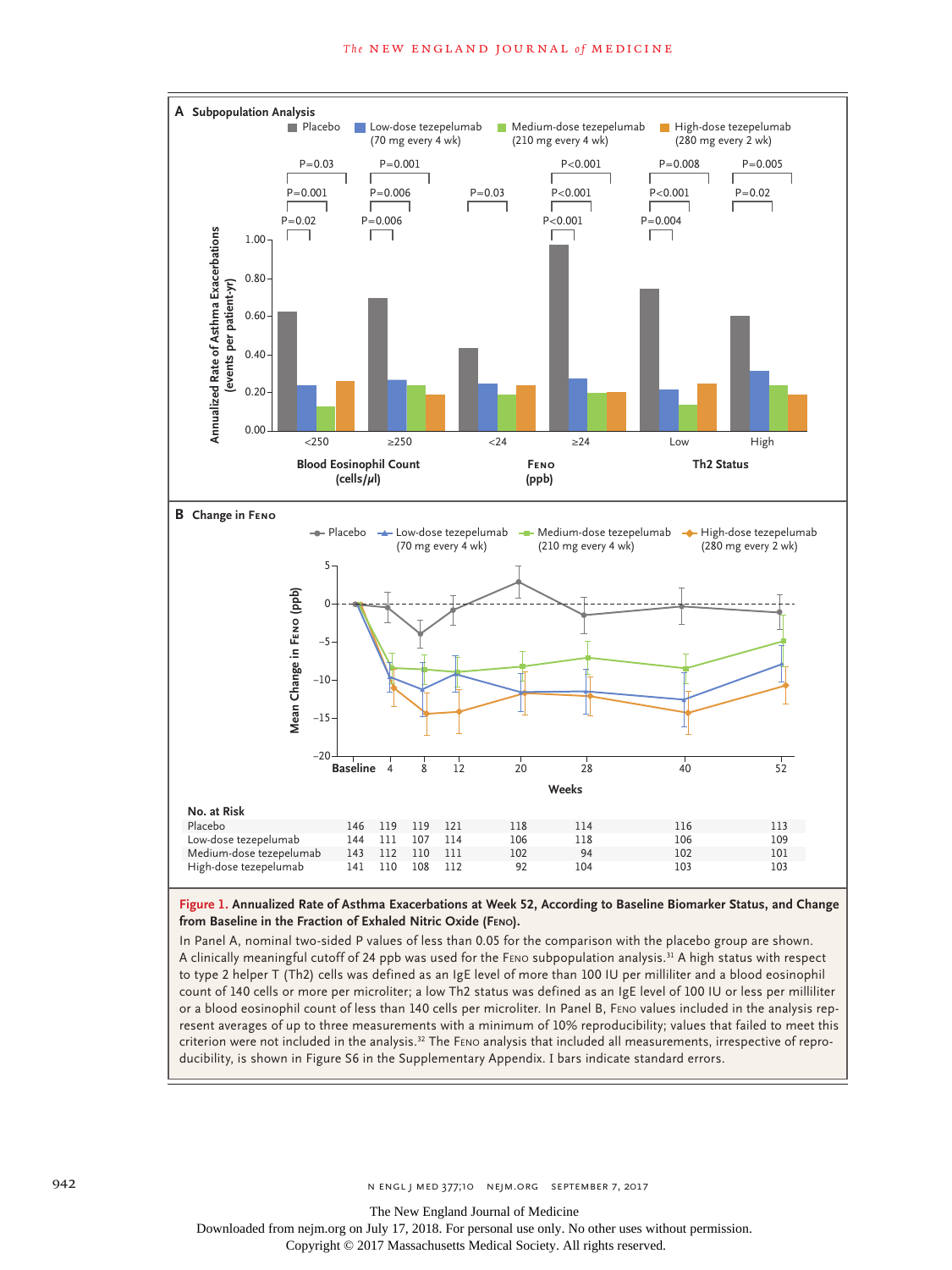**A Subpopulation Analysis**

**B Change in FENO**

**No. at Risk**

| | Baseline | 4 | 8 | 12 | 20 | 28 | 40 | 52 |
|---|---|---|---|---|---|---|---|---|
| Placebo | 146 | 119 | 119 | 121 | 118 | 114 | 116 | 113 |
| Low-dose tezepelumab | 144 | 111 | 107 | 114 | 106 | 118 | 106 | 109 |
| Medium-dose tezepelumab | 143 | 112 | 110 | 111 | 102 | 94 | 102 | 101 |
| High-dose tezepelumab | 141 | 110 | 108 | 112 | 92 | 104 | 103 | 103 |

**Figure 1. Annualized Rate of Asthma Exacerbations at Week 52, According to Baseline Biomarker Status, and Change from Baseline in the Fraction of Exhaled Nitric Oxide (FENO).**

In Panel A, nominal two-sided P values of less than 0.05 for the comparison with the placebo group are shown. A clinically meaningful cutoff of 24 ppb was used for the FENO subpopulation analysis.[31] A high status with respect to type 2 helper T (Th2) cells was defined as an IgE level of more than 100 IU per milliliter and a blood eosinophil count of 140 cells or more per microliter; a low Th2 status was defined as an IgE level of 100 IU or less per milliliter or a blood eosinophil count of less than 140 cells per microliter. In Panel B, FENO values included in the analysis represent averages of up to three measurements with a minimum of 10% reproducibility; values that failed to meet this criterion were not included in the analysis.[32] The FENO analysis that included all measurements, irrespective of reproducibility, is shown in Figure S6 in the Supplementary Appendix. I bars indicate standard errors.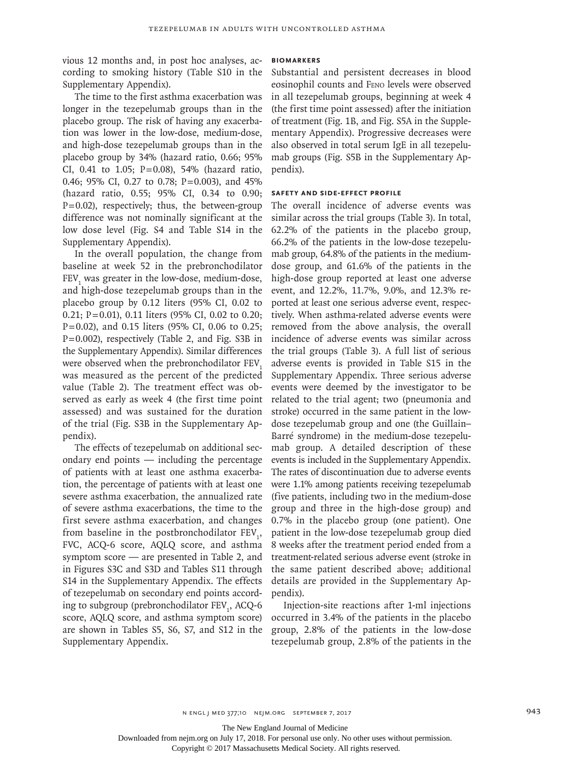vious 12 months and, in post hoc analyses, according to smoking history (Table S10 in the Supplementary Appendix).

The time to the first asthma exacerbation was longer in the tezepelumab groups than in the placebo group. The risk of having any exacerbation was lower in the low-dose, medium-dose, and high-dose tezepelumab groups than in the placebo group by 34% (hazard ratio, 0.66; 95% CI, 0.41 to 1.05; P=0.08), 54% (hazard ratio, 0.46; 95% CI, 0.27 to 0.78; P=0.003), and 45% (hazard ratio, 0.55; 95% CI, 0.34 to 0.90; P=0.02), respectively; thus, the between-group difference was not nominally significant at the low dose level (Fig. S4 and Table S14 in the Supplementary Appendix).

In the overall population, the change from baseline at week 52 in the prebronchodilator $FEV_1$ was greater in the low-dose, medium-dose, and high-dose tezepelumab groups than in the placebo group by 0.12 liters (95% CI, 0.02 to 0.21; P=0.01), 0.11 liters (95% CI, 0.02 to 0.20; P=0.02), and 0.15 liters (95% CI, 0.06 to 0.25; P=0.002), respectively (Table 2, and Fig. S3B in the Supplementary Appendix). Similar differences were observed when the prebronchodilator $FEV_1$ was measured as the percent of the predicted value (Table 2). The treatment effect was observed as early as week 4 (the first time point assessed) and was sustained for the duration of the trial (Fig. S3B in the Supplementary Appendix).

The effects of tezepelumab on additional secondary end points — including the percentage of patients with at least one asthma exacerbation, the percentage of patients with at least one severe asthma exacerbation, the annualized rate of severe asthma exacerbations, the time to the first severe asthma exacerbation, and changes from baseline in the postbronchodilator $FEV_1$, FVC, ACQ-6 score, AQLQ score, and asthma symptom score — are presented in Table 2, and in Figures S3C and S3D and Tables S11 through S14 in the Supplementary Appendix. The effects of tezepelumab on secondary end points according to subgroup (prebronchodilator $FEV_1$, ACQ-6 score, AQLQ score, and asthma symptom score) are shown in Tables S5, S6, S7, and S12 in the Supplementary Appendix.

### Biomarkers

Substantial and persistent decreases in blood eosinophil counts and FeNO levels were observed in all tezepelumab groups, beginning at week 4 (the first time point assessed) after the initiation of treatment (Fig. 1B, and Fig. S5A in the Supplementary Appendix). Progressive decreases were also observed in total serum IgE in all tezepelumab groups (Fig. S5B in the Supplementary Appendix).

### Safety and Side-Effect Profile

The overall incidence of adverse events was similar across the trial groups (Table 3). In total, 62.2% of the patients in the placebo group, 66.2% of the patients in the low-dose tezepelumab group, 64.8% of the patients in the medium-dose group, and 61.6% of the patients in the high-dose group reported at least one adverse event, and 12.2%, 11.7%, 9.0%, and 12.3% reported at least one serious adverse event, respectively. When asthma-related adverse events were removed from the above analysis, the overall incidence of adverse events was similar across the trial groups (Table 3). A full list of serious adverse events is provided in Table S15 in the Supplementary Appendix. Three serious adverse events were deemed by the investigator to be related to the trial agent; two (pneumonia and stroke) occurred in the same patient in the low-dose tezepelumab group and one (the Guillain–Barré syndrome) in the medium-dose tezepelumab group. A detailed description of these events is included in the Supplementary Appendix. The rates of discontinuation due to adverse events were 1.1% among patients receiving tezepelumab (five patients, including two in the medium-dose group and three in the high-dose group) and 0.7% in the placebo group (one patient). One patient in the low-dose tezepelumab group died 8 weeks after the treatment period ended from a treatment-related serious adverse event (stroke in the same patient described above; additional details are provided in the Supplementary Appendix).

Injection-site reactions after 1-ml injections occurred in 3.4% of the patients in the placebo group, 2.8% of the patients in the low-dose tezepelumab group, 2.8% of the patients in the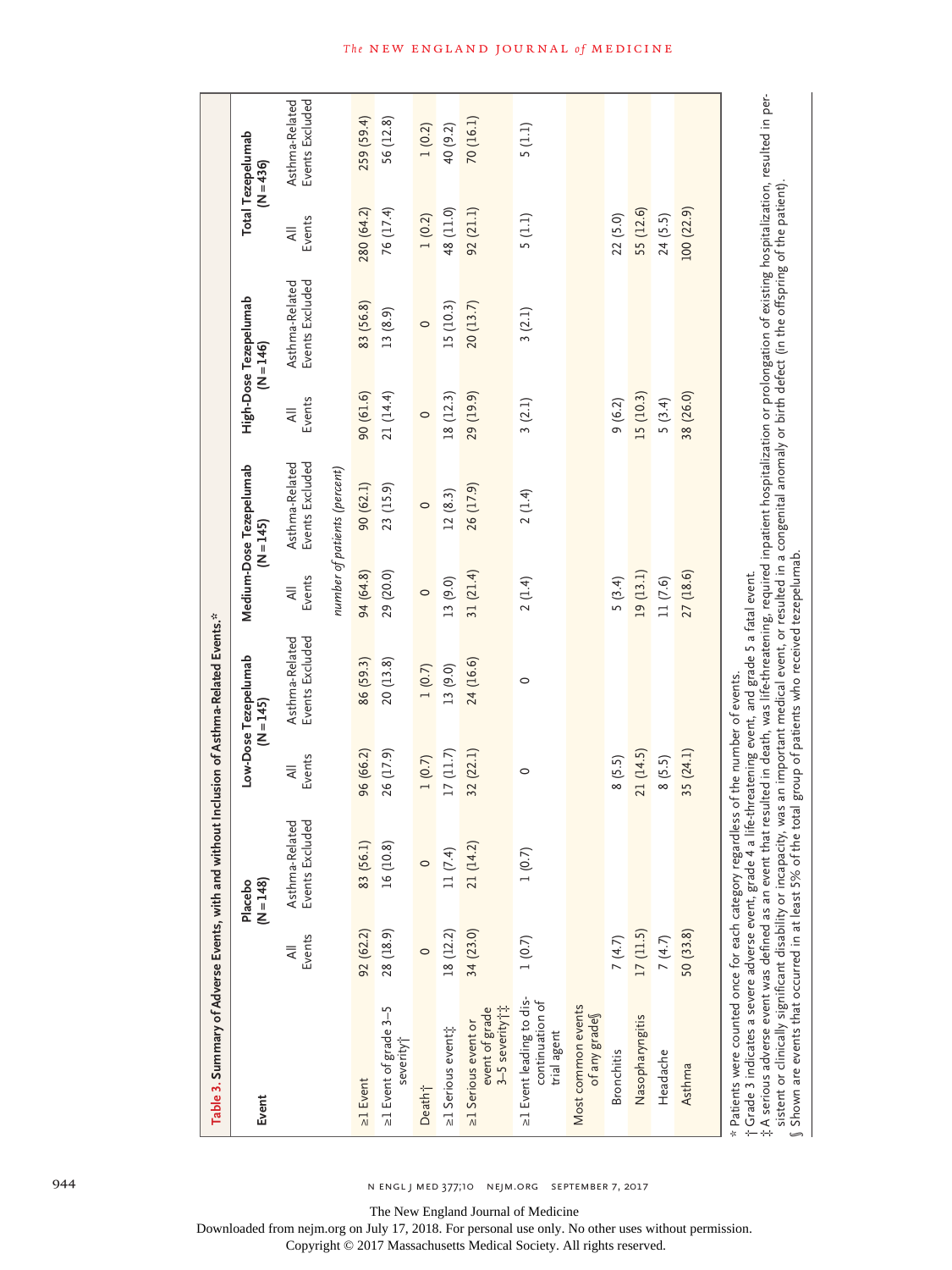**Table 3. Summary of Adverse Events, with and without Inclusion of Asthma-Related Events.***

| Event | Placebo (N=148) | | Low-Dose Tezepelumab (N=145) | | Medium-Dose Tezepelumab (N=145) | | High-Dose Tezepelumab (N=146) | | Total Tezepelumab (N=436) | |
|---|---|---|---|---|---|---|---|---|---|---|
| | All Events | Asthma-Related Events Excluded | All Events | Asthma-Related Events Excluded | All Events | Asthma-Related Events Excluded | All Events | Asthma-Related Events Excluded | All Events | Asthma-Related Events Excluded |
| | *number of patients (percent)* | | | | | | | | | |
| ≥1 Event | 92 (62.2) | 83 (56.1) | 96 (66.2) | 86 (59.3) | 94 (64.8) | 90 (62.1) | 90 (61.6) | 83 (56.8) | 280 (64.2) | 259 (59.4) |
| ≥1 Event of grade 3–5 severity† | 28 (18.9) | 16 (10.8) | 26 (17.9) | 20 (13.8) | 29 (20.0) | 23 (15.9) | 21 (14.4) | 13 (8.9) | 76 (17.4) | 56 (12.8) |
| Death† | 0 | 0 | 1 (0.7) | 1 (0.7) | 0 | 0 | 0 | 0 | 1 (0.2) | 1 (0.2) |
| ≥1 Serious event‡ | 18 (12.2) | 11 (7.4) | 17 (11.7) | 13 (9.0) | 13 (9.0) | 12 (8.3) | 18 (12.3) | 15 (10.3) | 48 (11.0) | 40 (9.2) |
| ≥1 Serious event or event of grade 3–5 severity†‡ | 34 (23.0) | 21 (14.2) | 32 (22.1) | 24 (16.6) | 31 (21.4) | 26 (17.9) | 29 (19.9) | 20 (13.7) | 92 (21.1) | 70 (16.1) |
| ≥1 Event leading to discontinuation of trial agent | 1 (0.7) | 1 (0.7) | 0 | 0 | 2 (1.4) | 2 (1.4) | 3 (2.1) | 3 (2.1) | 5 (1.1) | 5 (1.1) |
| Most common events of any grade§ | | | | | | | | | | |
| Bronchitis | 7 (4.7) | | 8 (5.5) | | 5 (3.4) | | 9 (6.2) | | 22 (5.0) | |
| Nasopharyngitis | 17 (11.5) | | 21 (14.5) | | 19 (13.1) | | 15 (10.3) | | 55 (12.6) | |
| Headache | 7 (4.7) | | 8 (5.5) | | 11 (7.6) | | 5 (3.4) | | 24 (5.5) | |
| Asthma | 50 (33.8) | | 35 (24.1) | | 27 (18.6) | | 38 (26.0) | | 100 (22.9) | |

\* Patients were counted once for each category regardless of the number of events.

† Grade 3 indicates a severe adverse event, grade 4 a life-threatening event, and grade 5 a fatal event.

‡ A serious adverse event was defined as an event that resulted in death, was life-threatening, required inpatient hospitalization or prolongation of existing hospitalization, resulted in persistent or clinically significant disability or incapacity, was an important medical event, or resulted in a congenital anomaly or birth defect (in the offspring of the patient).

§ Shown are events that occurred in at least 5% of the total group of patients who received tezepelumab.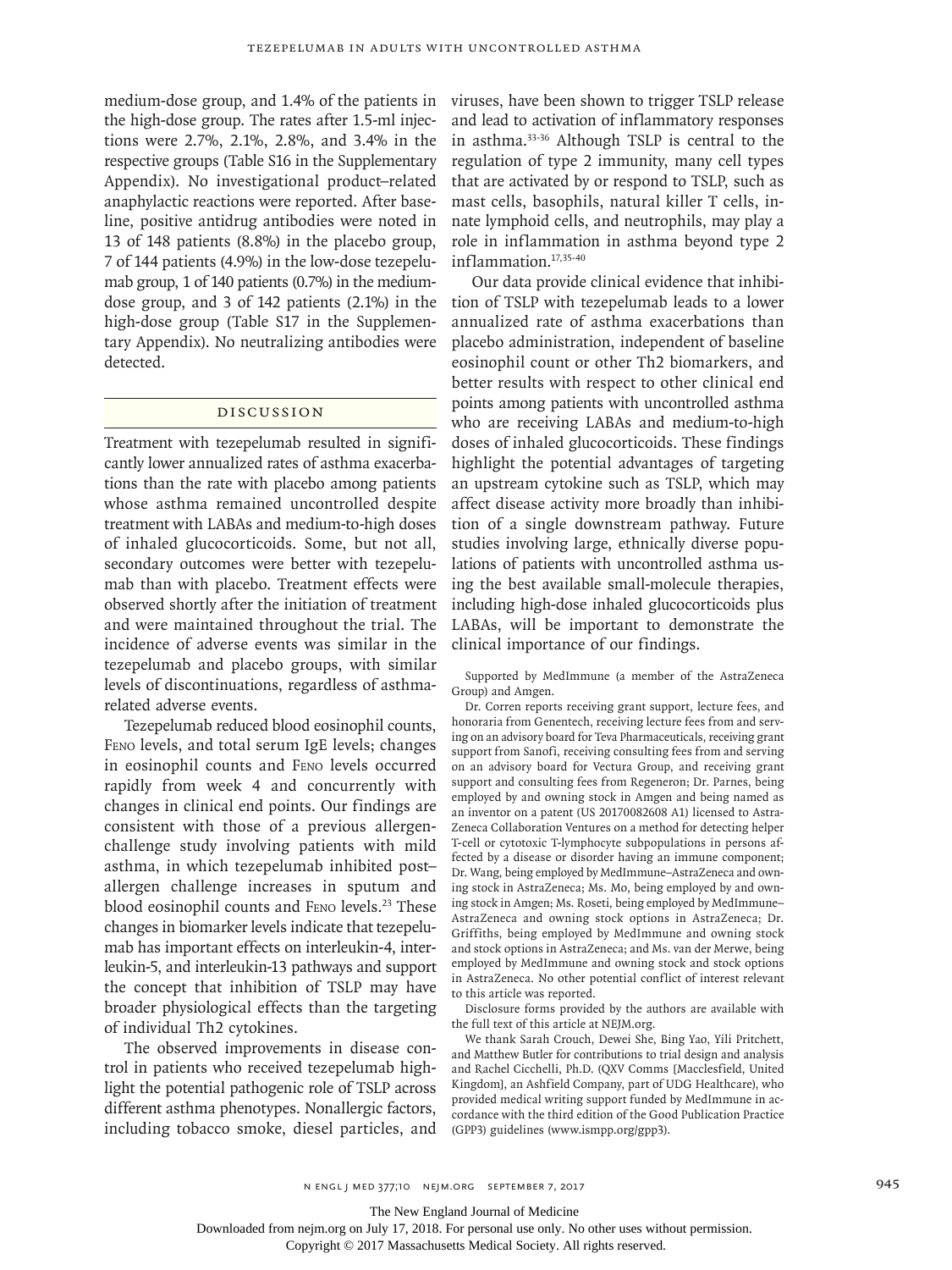medium-dose group, and 1.4% of the patients in the high-dose group. The rates after 1.5-ml injections were 2.7%, 2.1%, 2.8%, and 3.4% in the respective groups (Table S16 in the Supplementary Appendix). No investigational product–related anaphylactic reactions were reported. After baseline, positive antidrug antibodies were noted in 13 of 148 patients (8.8%) in the placebo group, 7 of 144 patients (4.9%) in the low-dose tezepelumab group, 1 of 140 patients (0.7%) in the medium-dose group, and 3 of 142 patients (2.1%) in the high-dose group (Table S17 in the Supplementary Appendix). No neutralizing antibodies were detected.

## Discussion

Treatment with tezepelumab resulted in significantly lower annualized rates of asthma exacerbations than the rate with placebo among patients whose asthma remained uncontrolled despite treatment with LABAs and medium-to-high doses of inhaled glucocorticoids. Some, but not all, secondary outcomes were better with tezepelumab than with placebo. Treatment effects were observed shortly after the initiation of treatment and were maintained throughout the trial. The incidence of adverse events was similar in the tezepelumab and placebo groups, with similar levels of discontinuations, regardless of asthma-related adverse events.

Tezepelumab reduced blood eosinophil counts, FENO levels, and total serum IgE levels; changes in eosinophil counts and FENO levels occurred rapidly from week 4 and concurrently with changes in clinical end points. Our findings are consistent with those of a previous allergen-challenge study involving patients with mild asthma, in which tezepelumab inhibited post–allergen challenge increases in sputum and blood eosinophil counts and FENO levels.[23] These changes in biomarker levels indicate that tezepelumab has important effects on interleukin-4, interleukin-5, and interleukin-13 pathways and support the concept that inhibition of TSLP may have broader physiological effects than the targeting of individual Th2 cytokines.

The observed improvements in disease control in patients who received tezepelumab highlight the potential pathogenic role of TSLP across different asthma phenotypes. Nonallergic factors, including tobacco smoke, diesel particles, and viruses, have been shown to trigger TSLP release and lead to activation of inflammatory responses in asthma.[33-36] Although TSLP is central to the regulation of type 2 immunity, many cell types that are activated by or respond to TSLP, such as mast cells, basophils, natural killer T cells, innate lymphoid cells, and neutrophils, may play a role in inflammation in asthma beyond type 2 inflammation.[17,35-40]

Our data provide clinical evidence that inhibition of TSLP with tezepelumab leads to a lower annualized rate of asthma exacerbations than placebo administration, independent of baseline eosinophil count or other Th2 biomarkers, and better results with respect to other clinical end points among patients with uncontrolled asthma who are receiving LABAs and medium-to-high doses of inhaled glucocorticoids. These findings highlight the potential advantages of targeting an upstream cytokine such as TSLP, which may affect disease activity more broadly than inhibition of a single downstream pathway. Future studies involving large, ethnically diverse populations of patients with uncontrolled asthma using the best available small-molecule therapies, including high-dose inhaled glucocorticoids plus LABAs, will be important to demonstrate the clinical importance of our findings.

Supported by MedImmune (a member of the AstraZeneca Group) and Amgen.

Dr. Corren reports receiving grant support, lecture fees, and honoraria from Genentech, receiving lecture fees from and serving on an advisory board for Teva Pharmaceuticals, receiving grant support from Sanofi, receiving consulting fees from and serving on an advisory board for Vectura Group, and receiving grant support and consulting fees from Regeneron; Dr. Parnes, being employed by and owning stock in Amgen and being named as an inventor on a patent (US 20170082608 A1) licensed to AstraZeneca Collaboration Ventures on a method for detecting helper T-cell or cytotoxic T-lymphocyte subpopulations in persons affected by a disease or disorder having an immune component; Dr. Wang, being employed by MedImmune–AstraZeneca and owning stock in AstraZeneca; Ms. Mo, being employed by and owning stock in Amgen; Ms. Roseti, being employed by MedImmune–AstraZeneca and owning stock options in AstraZeneca; Dr. Griffiths, being employed by MedImmune and owning stock and stock options in AstraZeneca; and Ms. van der Merwe, being employed by MedImmune and owning stock and stock options in AstraZeneca. No other potential conflict of interest relevant to this article was reported.

Disclosure forms provided by the authors are available with the full text of this article at NEJM.org.

We thank Sarah Crouch, Dewei She, Bing Yao, Yili Pritchett, and Matthew Butler for contributions to trial design and analysis and Rachel Cicchelli, Ph.D. (QXV Comms [Macclesfield, United Kingdom], an Ashfield Company, part of UDG Healthcare), who provided medical writing support funded by MedImmune in accordance with the third edition of the Good Publication Practice (GPP3) guidelines (www.ismpp.org/gpp3).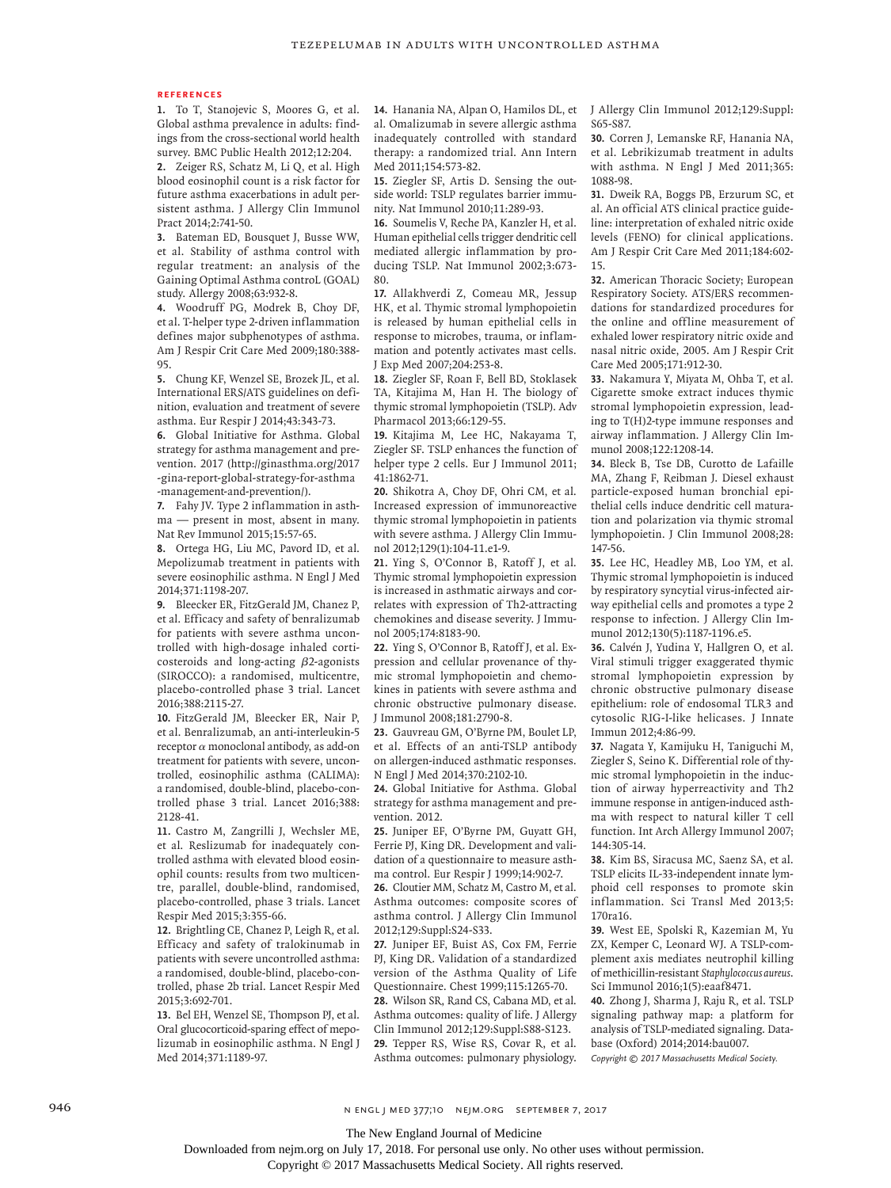## References

1. To T, Stanojevic S, Moores G, et al. Global asthma prevalence in adults: findings from the cross-sectional world health survey. BMC Public Health 2012;12:204.
2. Zeiger RS, Schatz M, Li Q, et al. High blood eosinophil count is a risk factor for future asthma exacerbations in adult persistent asthma. J Allergy Clin Immunol Pract 2014;2:741-50.
3. Bateman ED, Bousquet J, Busse WW, et al. Stability of asthma control with regular treatment: an analysis of the Gaining Optimal Asthma controL (GOAL) study. Allergy 2008;63:932-8.
4. Woodruff PG, Modrek B, Choy DF, et al. T-helper type 2-driven inflammation defines major subphenotypes of asthma. Am J Respir Crit Care Med 2009;180:388-95.
5. Chung KF, Wenzel SE, Brozek JL, et al. International ERS/ATS guidelines on definition, evaluation and treatment of severe asthma. Eur Respir J 2014;43:343-73.
6. Global Initiative for Asthma. Global strategy for asthma management and prevention. 2017 (http://ginasthma.org/2017-gina-report-global-strategy-for-asthma-management-and-prevention/).
7. Fahy JV. Type 2 inflammation in asthma — present in most, absent in many. Nat Rev Immunol 2015;15:57-65.
8. Ortega HG, Liu MC, Pavord ID, et al. Mepolizumab treatment in patients with severe eosinophilic asthma. N Engl J Med 2014;371:1198-207.
9. Bleecker ER, FitzGerald JM, Chanez P, et al. Efficacy and safety of benralizumab for patients with severe asthma uncontrolled with high-dosage inhaled corticosteroids and long-acting β2-agonists (SIROCCO): a randomised, multicentre, placebo-controlled phase 3 trial. Lancet 2016;388:2115-27.
10. FitzGerald JM, Bleecker ER, Nair P, et al. Benralizumab, an anti-interleukin-5 receptor α monoclonal antibody, as add-on treatment for patients with severe, uncontrolled, eosinophilic asthma (CALIMA): a randomised, double-blind, placebo-controlled phase 3 trial. Lancet 2016;388:2128-41.
11. Castro M, Zangrilli J, Wechsler ME, et al. Reslizumab for inadequately controlled asthma with elevated blood eosinophil counts: results from two multicentre, parallel, double-blind, randomised, placebo-controlled, phase 3 trials. Lancet Respir Med 2015;3:355-66.
12. Brightling CE, Chanez P, Leigh R, et al. Efficacy and safety of tralokinumab in patients with severe uncontrolled asthma: a randomised, double-blind, placebo-controlled, phase 2b trial. Lancet Respir Med 2015;3:692-701.
13. Bel EH, Wenzel SE, Thompson PJ, et al. Oral glucocorticoid-sparing effect of mepolizumab in eosinophilic asthma. N Engl J Med 2014;371:1189-97.
14. Hanania NA, Alpan O, Hamilos DL, et al. Omalizumab in severe allergic asthma inadequately controlled with standard therapy: a randomized trial. Ann Intern Med 2011;154:573-82.
15. Ziegler SF, Artis D. Sensing the outside world: TSLP regulates barrier immunity. Nat Immunol 2010;11:289-93.
16. Soumelis V, Reche PA, Kanzler H, et al. Human epithelial cells trigger dendritic cell mediated allergic inflammation by producing TSLP. Nat Immunol 2002;3:673-80.
17. Allakhverdi Z, Comeau MR, Jessup HK, et al. Thymic stromal lymphopoietin is released by human epithelial cells in response to microbes, trauma, or inflammation and potently activates mast cells. J Exp Med 2007;204:253-8.
18. Ziegler SF, Roan F, Bell BD, Stoklasek TA, Kitajima M, Han H. The biology of thymic stromal lymphopoietin (TSLP). Adv Pharmacol 2013;66:129-55.
19. Kitajima M, Lee HC, Nakayama T, Ziegler SF. TSLP enhances the function of helper type 2 cells. Eur J Immunol 2011;41:1862-71.
20. Shikotra A, Choy DF, Ohri CM, et al. Increased expression of immunoreactive thymic stromal lymphopoietin in patients with severe asthma. J Allergy Clin Immunol 2012;129(1):104-11.e1-9.
21. Ying S, O'Connor B, Ratoff J, et al. Thymic stromal lymphopoietin expression is increased in asthmatic airways and correlates with expression of Th2-attracting chemokines and disease severity. J Immunol 2005;174:8183-90.
22. Ying S, O'Connor B, Ratoff J, et al. Expression and cellular provenance of thymic stromal lymphopoietin and chemokines in patients with severe asthma and chronic obstructive pulmonary disease. J Immunol 2008;181:2790-8.
23. Gauvreau GM, O'Byrne PM, Boulet LP, et al. Effects of an anti-TSLP antibody on allergen-induced asthmatic responses. N Engl J Med 2014;370:2102-10.
24. Global Initiative for Asthma. Global strategy for asthma management and prevention. 2012.
25. Juniper EF, O'Byrne PM, Guyatt GH, Ferrie PJ, King DR. Development and validation of a questionnaire to measure asthma control. Eur Respir J 1999;14:902-7.
26. Cloutier MM, Schatz M, Castro M, et al. Asthma outcomes: composite scores of asthma control. J Allergy Clin Immunol 2012;129:Suppl:S24-S33.
27. Juniper EF, Buist AS, Cox FM, Ferrie PJ, King DR. Validation of a standardized version of the Asthma Quality of Life Questionnaire. Chest 1999;115:1265-70.
28. Wilson SR, Rand CS, Cabana MD, et al. Asthma outcomes: quality of life. J Allergy Clin Immunol 2012;129:Suppl:S88-S123.
29. Tepper RS, Wise RS, Covar R, et al. Asthma outcomes: pulmonary physiology. J Allergy Clin Immunol 2012;129:Suppl:S65-S87.
30. Corren J, Lemanske RF, Hanania NA, et al. Lebrikizumab treatment in adults with asthma. N Engl J Med 2011;365:1088-98.
31. Dweik RA, Boggs PB, Erzurum SC, et al. An official ATS clinical practice guideline: interpretation of exhaled nitric oxide levels (FENO) for clinical applications. Am J Respir Crit Care Med 2011;184:602-15.
32. American Thoracic Society; European Respiratory Society. ATS/ERS recommendations for standardized procedures for the online and offline measurement of exhaled lower respiratory nitric oxide and nasal nitric oxide, 2005. Am J Respir Crit Care Med 2005;171:912-30.
33. Nakamura Y, Miyata M, Ohba T, et al. Cigarette smoke extract induces thymic stromal lymphopoietin expression, leading to T(H)2-type immune responses and airway inflammation. J Allergy Clin Immunol 2008;122:1208-14.
34. Bleck B, Tse DB, Curotto de Lafaille MA, Zhang F, Reibman J. Diesel exhaust particle-exposed human bronchial epithelial cells induce dendritic cell maturation and polarization via thymic stromal lymphopoietin. J Clin Immunol 2008;28:147-56.
35. Lee HC, Headley MB, Loo YM, et al. Thymic stromal lymphopoietin is induced by respiratory syncytial virus-infected airway epithelial cells and promotes a type 2 response to infection. J Allergy Clin Immunol 2012;130(5):1187-1196.e5.
36. Calvén J, Yudina Y, Hallgren O, et al. Viral stimuli trigger exaggerated thymic stromal lymphopoietin expression by chronic obstructive pulmonary disease epithelium: role of endosomal TLR3 and cytosolic RIG-I-like helicases. J Innate Immun 2012;4:86-99.
37. Nagata Y, Kamijuku H, Taniguchi M, Ziegler S, Seino K. Differential role of thymic stromal lymphopoietin in the induction of airway hyperreactivity and Th2 immune response in antigen-induced asthma with respect to natural killer T cell function. Int Arch Allergy Immunol 2007;144:305-14.
38. Kim BS, Siracusa MC, Saenz SA, et al. TSLP elicits IL-33-independent innate lymphoid cell responses to promote skin inflammation. Sci Transl Med 2013;5:170ra16.
39. West EE, Spolski R, Kazemian M, Yu ZX, Kemper C, Leonard WJ. A TSLP-complement axis mediates neutrophil killing of methicillin-resistant *Staphylococcus aureus*. Sci Immunol 2016;1(5):eaaf8471.
40. Zhong J, Sharma J, Raju R, et al. TSLP signaling pathway map: a platform for analysis of TSLP-mediated signaling. Database (Oxford) 2014;2014:bau007.

*Copyright © 2017 Massachusetts Medical Society.*